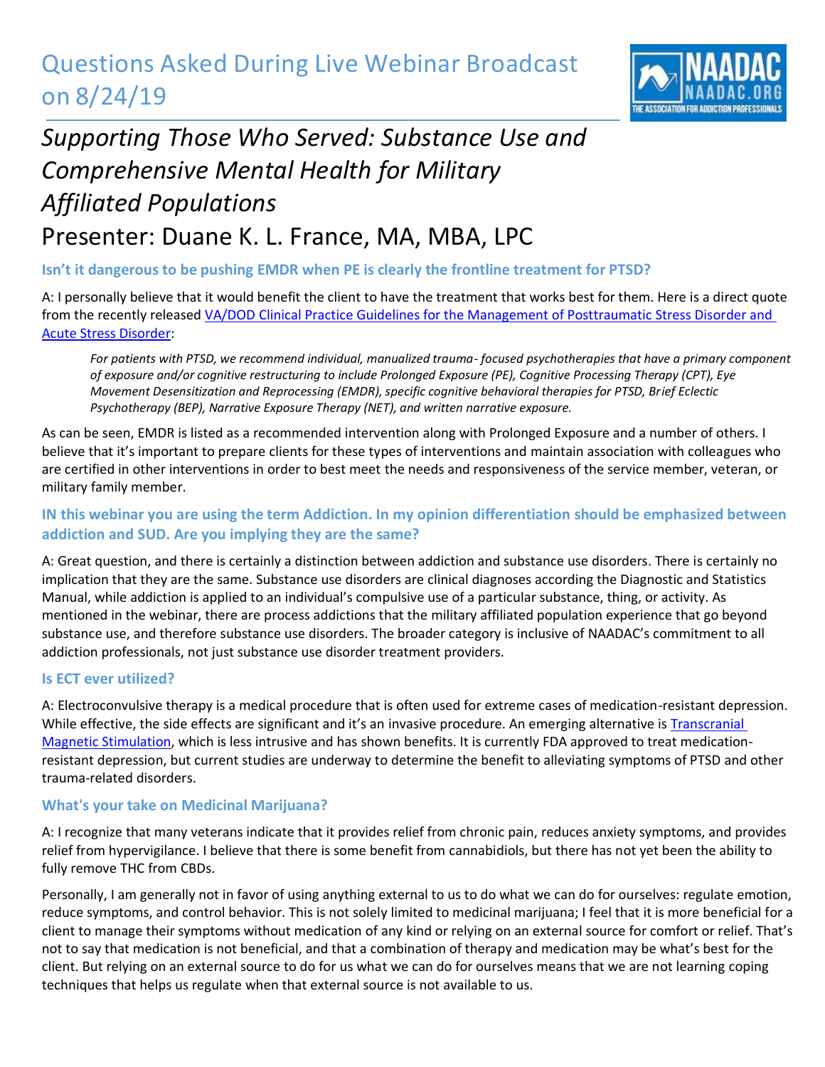# Questions Asked During Live Webinar Broadcast on 8/24/19

## *Supporting Those Who Served: Substance Use and Comprehensive Mental Health for Military Affiliated Populations*

## Presenter: Duane K. L. France, MA, MBA, LPC

### Isn't it dangerous to be pushing EMDR when PE is clearly the frontline treatment for PTSD?

A: I personally believe that it would benefit the client to have the treatment that works best for them. Here is a direct quote from the recently released [VA/DOD Clinical Practice Guidelines for the Management of Posttraumatic Stress Disorder and Acute Stress Disorder]():

> *For patients with PTSD, we recommend individual, manualized trauma- focused psychotherapies that have a primary component of exposure and/or cognitive restructuring to include Prolonged Exposure (PE), Cognitive Processing Therapy (CPT), Eye Movement Desensitization and Reprocessing (EMDR), specific cognitive behavioral therapies for PTSD, Brief Eclectic Psychotherapy (BEP), Narrative Exposure Therapy (NET), and written narrative exposure.*

As can be seen, EMDR is listed as a recommended intervention along with Prolonged Exposure and a number of others. I believe that it's important to prepare clients for these types of interventions and maintain association with colleagues who are certified in other interventions in order to best meet the needs and responsiveness of the service member, veteran, or military family member.

### IN this webinar you are using the term Addiction. In my opinion differentiation should be emphasized between addiction and SUD. Are you implying they are the same?

A: Great question, and there is certainly a distinction between addiction and substance use disorders. There is certainly no implication that they are the same. Substance use disorders are clinical diagnoses according the Diagnostic and Statistics Manual, while addiction is applied to an individual's compulsive use of a particular substance, thing, or activity. As mentioned in the webinar, there are process addictions that the military affiliated population experience that go beyond substance use, and therefore substance use disorders. The broader category is inclusive of NAADAC's commitment to all addiction professionals, not just substance use disorder treatment providers.

### Is ECT ever utilized?

A: Electroconvulsive therapy is a medical procedure that is often used for extreme cases of medication-resistant depression. While effective, the side effects are significant and it's an invasive procedure. An emerging alternative is [Transcranial Magnetic Stimulation](), which is less intrusive and has shown benefits. It is currently FDA approved to treat medication-resistant depression, but current studies are underway to determine the benefit to alleviating symptoms of PTSD and other trauma-related disorders.

### What's your take on Medicinal Marijuana?

A: I recognize that many veterans indicate that it provides relief from chronic pain, reduces anxiety symptoms, and provides relief from hypervigilance. I believe that there is some benefit from cannabidiols, but there has not yet been the ability to fully remove THC from CBDs.

Personally, I am generally not in favor of using anything external to us to do what we can do for ourselves: regulate emotion, reduce symptoms, and control behavior. This is not solely limited to medicinal marijuana; I feel that it is more beneficial for a client to manage their symptoms without medication of any kind or relying on an external source for comfort or relief. That's not to say that medication is not beneficial, and that a combination of therapy and medication may be what's best for the client. But relying on an external source to do for us what we can do for ourselves means that we are not learning coping techniques that helps us regulate when that external source is not available to us.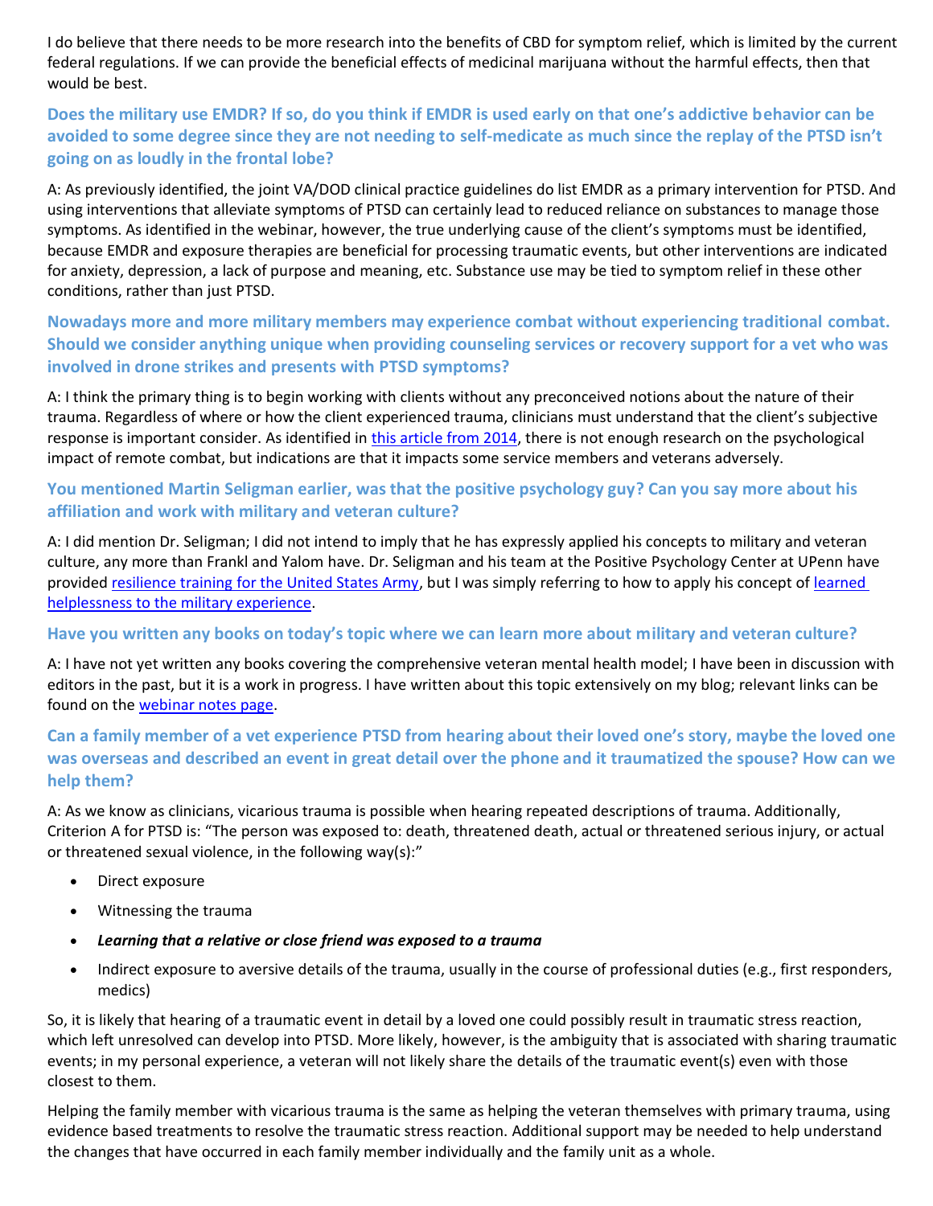I do believe that there needs to be more research into the benefits of CBD for symptom relief, which is limited by the current federal regulations. If we can provide the beneficial effects of medicinal marijuana without the harmful effects, then that would be best.

### Does the military use EMDR? If so, do you think if EMDR is used early on that one's addictive behavior can be avoided to some degree since they are not needing to self-medicate as much since the replay of the PTSD isn't going on as loudly in the frontal lobe?

A: As previously identified, the joint VA/DOD clinical practice guidelines do list EMDR as a primary intervention for PTSD. And using interventions that alleviate symptoms of PTSD can certainly lead to reduced reliance on substances to manage those symptoms. As identified in the webinar, however, the true underlying cause of the client's symptoms must be identified, because EMDR and exposure therapies are beneficial for processing traumatic events, but other interventions are indicated for anxiety, depression, a lack of purpose and meaning, etc. Substance use may be tied to symptom relief in these other conditions, rather than just PTSD.

### Nowadays more and more military members may experience combat without experiencing traditional combat. Should we consider anything unique when providing counseling services or recovery support for a vet who was involved in drone strikes and presents with PTSD symptoms?

A: I think the primary thing is to begin working with clients without any preconceived notions about the nature of their trauma. Regardless of where or how the client experienced trauma, clinicians must understand that the client's subjective response is important consider. As identified in this article from 2014, there is not enough research on the psychological impact of remote combat, but indications are that it impacts some service members and veterans adversely.

### You mentioned Martin Seligman earlier, was that the positive psychology guy? Can you say more about his affiliation and work with military and veteran culture?

A: I did mention Dr. Seligman; I did not intend to imply that he has expressly applied his concepts to military and veteran culture, any more than Frankl and Yalom have. Dr. Seligman and his team at the Positive Psychology Center at UPenn have provided resilience training for the United States Army, but I was simply referring to how to apply his concept of learned helplessness to the military experience.

### Have you written any books on today's topic where we can learn more about military and veteran culture?

A: I have not yet written any books covering the comprehensive veteran mental health model; I have been in discussion with editors in the past, but it is a work in progress. I have written about this topic extensively on my blog; relevant links can be found on the webinar notes page.

### Can a family member of a vet experience PTSD from hearing about their loved one's story, maybe the loved one was overseas and described an event in great detail over the phone and it traumatized the spouse? How can we help them?

A: As we know as clinicians, vicarious trauma is possible when hearing repeated descriptions of trauma. Additionally, Criterion A for PTSD is: "The person was exposed to: death, threatened death, actual or threatened serious injury, or actual or threatened sexual violence, in the following way(s):"

- Direct exposure
- Witnessing the trauma
- ***Learning that a relative or close friend was exposed to a trauma***
- Indirect exposure to aversive details of the trauma, usually in the course of professional duties (e.g., first responders, medics)

So, it is likely that hearing of a traumatic event in detail by a loved one could possibly result in traumatic stress reaction, which left unresolved can develop into PTSD. More likely, however, is the ambiguity that is associated with sharing traumatic events; in my personal experience, a veteran will not likely share the details of the traumatic event(s) even with those closest to them.

Helping the family member with vicarious trauma is the same as helping the veteran themselves with primary trauma, using evidence based treatments to resolve the traumatic stress reaction. Additional support may be needed to help understand the changes that have occurred in each family member individually and the family unit as a whole.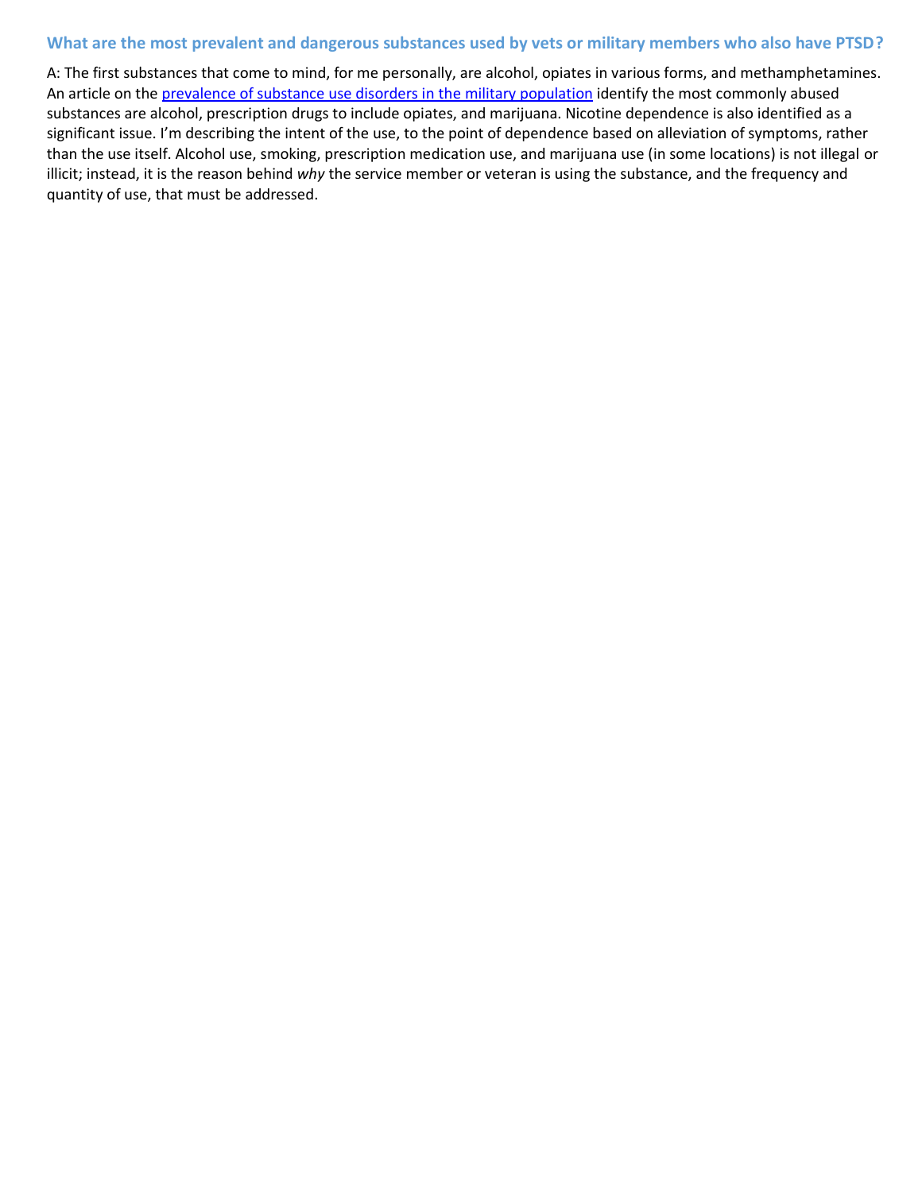### What are the most prevalent and dangerous substances used by vets or military members who also have PTSD?

A: The first substances that come to mind, for me personally, are alcohol, opiates in various forms, and methamphetamines. An article on the [prevalence of substance use disorders in the military population]() identify the most commonly abused substances are alcohol, prescription drugs to include opiates, and marijuana. Nicotine dependence is also identified as a significant issue. I'm describing the intent of the use, to the point of dependence based on alleviation of symptoms, rather than the use itself. Alcohol use, smoking, prescription medication use, and marijuana use (in some locations) is not illegal or illicit; instead, it is the reason behind *why* the service member or veteran is using the substance, and the frequency and quantity of use, that must be addressed.